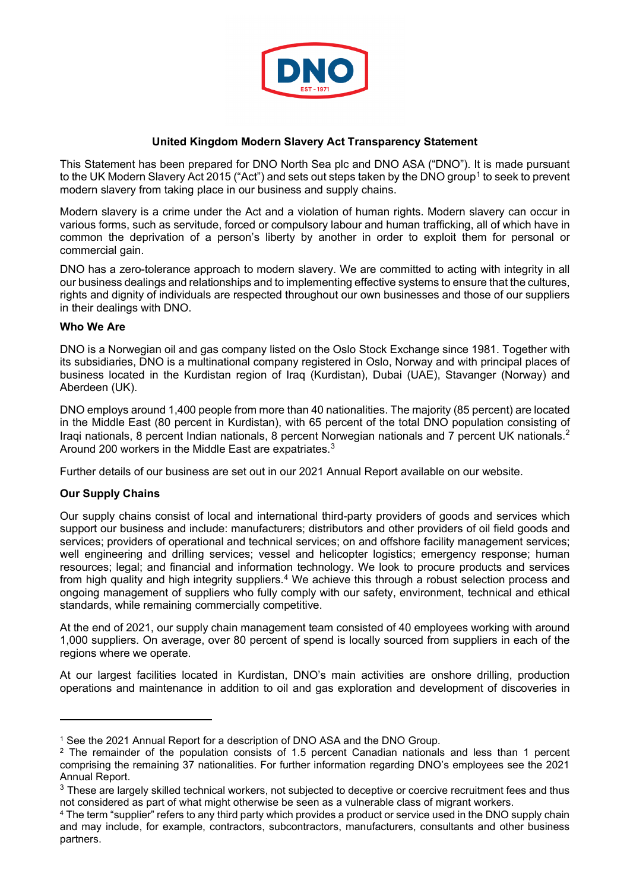## United Kingdom Modern Slavery Act Transparency Statement

This Statement has been prepared for DNO North Sea plc and DNO ASA ("DNO"). It is made pursuant to the UK Modern Slavery Act 2015 ("Act") and sets out steps taken by the DNO group[1] to seek to prevent modern slavery from taking place in our business and supply chains.

Modern slavery is a crime under the Act and a violation of human rights. Modern slavery can occur in various forms, such as servitude, forced or compulsory labour and human trafficking, all of which have in common the deprivation of a person's liberty by another in order to exploit them for personal or commercial gain.

DNO has a zero-tolerance approach to modern slavery. We are committed to acting with integrity in all our business dealings and relationships and to implementing effective systems to ensure that the cultures, rights and dignity of individuals are respected throughout our own businesses and those of our suppliers in their dealings with DNO.

### Who We Are

DNO is a Norwegian oil and gas company listed on the Oslo Stock Exchange since 1981. Together with its subsidiaries, DNO is a multinational company registered in Oslo, Norway and with principal places of business located in the Kurdistan region of Iraq (Kurdistan), Dubai (UAE), Stavanger (Norway) and Aberdeen (UK).

DNO employs around 1,400 people from more than 40 nationalities. The majority (85 percent) are located in the Middle East (80 percent in Kurdistan), with 65 percent of the total DNO population consisting of Iraqi nationals, 8 percent Indian nationals, 8 percent Norwegian nationals and 7 percent UK nationals.[2] Around 200 workers in the Middle East are expatriates.[3]

Further details of our business are set out in our 2021 Annual Report available on our website.

### Our Supply Chains

Our supply chains consist of local and international third-party providers of goods and services which support our business and include: manufacturers; distributors and other providers of oil field goods and services; providers of operational and technical services; on and offshore facility management services; well engineering and drilling services; vessel and helicopter logistics; emergency response; human resources; legal; and financial and information technology. We look to procure products and services from high quality and high integrity suppliers.[4] We achieve this through a robust selection process and ongoing management of suppliers who fully comply with our safety, environment, technical and ethical standards, while remaining commercially competitive.

At the end of 2021, our supply chain management team consisted of 40 employees working with around 1,000 suppliers. On average, over 80 percent of spend is locally sourced from suppliers in each of the regions where we operate.

At our largest facilities located in Kurdistan, DNO's main activities are onshore drilling, production operations and maintenance in addition to oil and gas exploration and development of discoveries in

---

[1] See the 2021 Annual Report for a description of DNO ASA and the DNO Group.

[2] The remainder of the population consists of 1.5 percent Canadian nationals and less than 1 percent comprising the remaining 37 nationalities. For further information regarding DNO's employees see the 2021 Annual Report.

[3] These are largely skilled technical workers, not subjected to deceptive or coercive recruitment fees and thus not considered as part of what might otherwise be seen as a vulnerable class of migrant workers.

[4] The term "supplier" refers to any third party which provides a product or service used in the DNO supply chain and may include, for example, contractors, subcontractors, manufacturers, consultants and other business partners.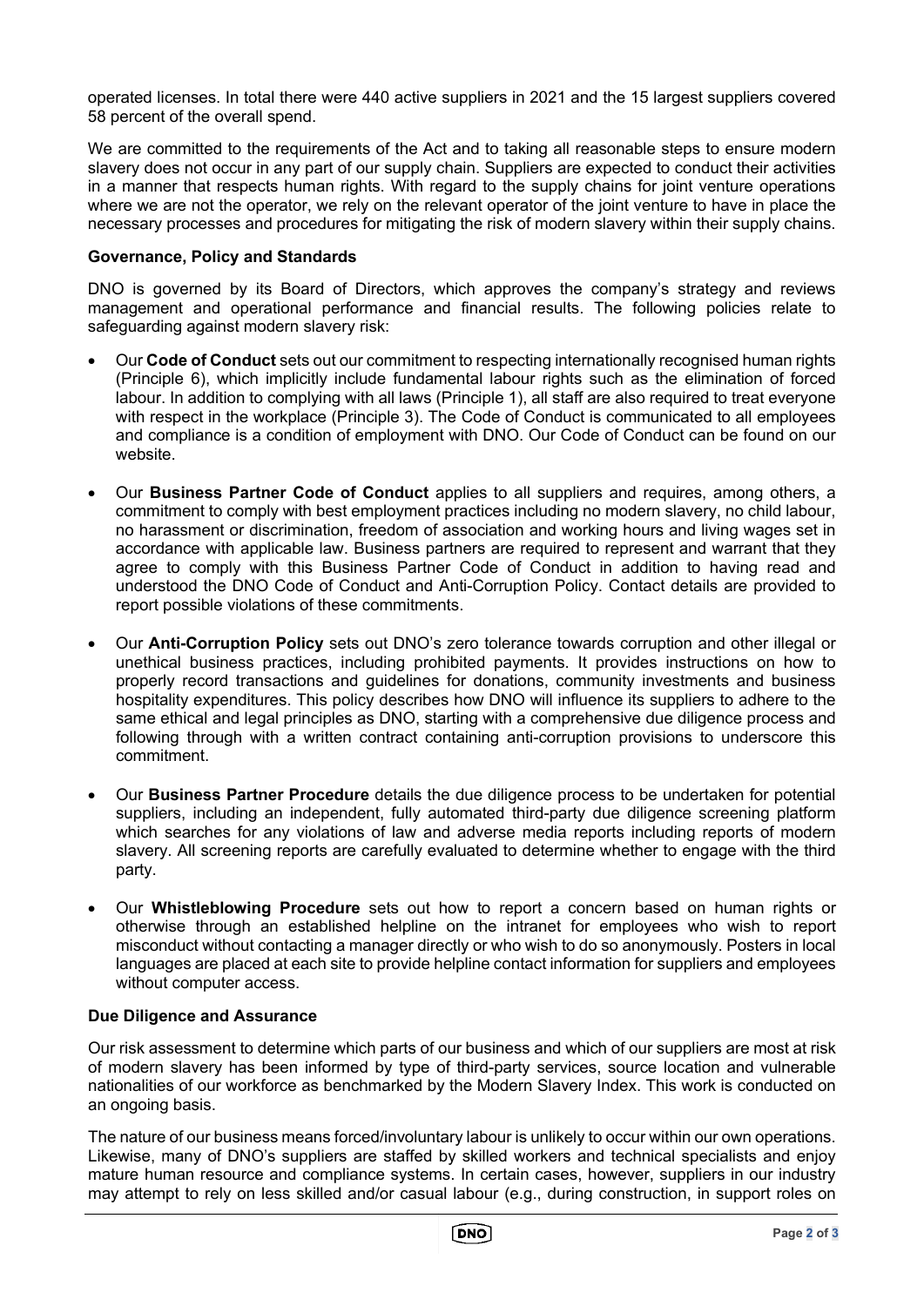operated licenses. In total there were 440 active suppliers in 2021 and the 15 largest suppliers covered 58 percent of the overall spend.

We are committed to the requirements of the Act and to taking all reasonable steps to ensure modern slavery does not occur in any part of our supply chain. Suppliers are expected to conduct their activities in a manner that respects human rights. With regard to the supply chains for joint venture operations where we are not the operator, we rely on the relevant operator of the joint venture to have in place the necessary processes and procedures for mitigating the risk of modern slavery within their supply chains.

**Governance, Policy and Standards**

DNO is governed by its Board of Directors, which approves the company's strategy and reviews management and operational performance and financial results. The following policies relate to safeguarding against modern slavery risk:

- Our **Code of Conduct** sets out our commitment to respecting internationally recognised human rights (Principle 6), which implicitly include fundamental labour rights such as the elimination of forced labour. In addition to complying with all laws (Principle 1), all staff are also required to treat everyone with respect in the workplace (Principle 3). The Code of Conduct is communicated to all employees and compliance is a condition of employment with DNO. Our Code of Conduct can be found on our website.

- Our **Business Partner Code of Conduct** applies to all suppliers and requires, among others, a commitment to comply with best employment practices including no modern slavery, no child labour, no harassment or discrimination, freedom of association and working hours and living wages set in accordance with applicable law. Business partners are required to represent and warrant that they agree to comply with this Business Partner Code of Conduct in addition to having read and understood the DNO Code of Conduct and Anti-Corruption Policy. Contact details are provided to report possible violations of these commitments.

- Our **Anti-Corruption Policy** sets out DNO's zero tolerance towards corruption and other illegal or unethical business practices, including prohibited payments. It provides instructions on how to properly record transactions and guidelines for donations, community investments and business hospitality expenditures. This policy describes how DNO will influence its suppliers to adhere to the same ethical and legal principles as DNO, starting with a comprehensive due diligence process and following through with a written contract containing anti-corruption provisions to underscore this commitment.

- Our **Business Partner Procedure** details the due diligence process to be undertaken for potential suppliers, including an independent, fully automated third-party due diligence screening platform which searches for any violations of law and adverse media reports including reports of modern slavery. All screening reports are carefully evaluated to determine whether to engage with the third party.

- Our **Whistleblowing Procedure** sets out how to report a concern based on human rights or otherwise through an established helpline on the intranet for employees who wish to report misconduct without contacting a manager directly or who wish to do so anonymously. Posters in local languages are placed at each site to provide helpline contact information for suppliers and employees without computer access.

**Due Diligence and Assurance**

Our risk assessment to determine which parts of our business and which of our suppliers are most at risk of modern slavery has been informed by type of third-party services, source location and vulnerable nationalities of our workforce as benchmarked by the Modern Slavery Index. This work is conducted on an ongoing basis.

The nature of our business means forced/involuntary labour is unlikely to occur within our own operations. Likewise, many of DNO's suppliers are staffed by skilled workers and technical specialists and enjoy mature human resource and compliance systems. In certain cases, however, suppliers in our industry may attempt to rely on less skilled and/or casual labour (e.g., during construction, in support roles on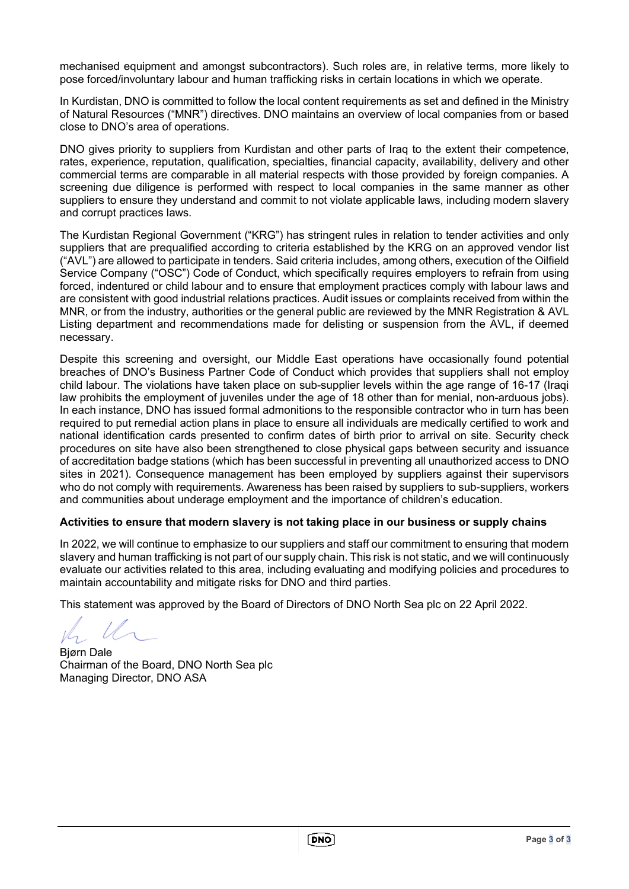mechanised equipment and amongst subcontractors). Such roles are, in relative terms, more likely to pose forced/involuntary labour and human trafficking risks in certain locations in which we operate.

In Kurdistan, DNO is committed to follow the local content requirements as set and defined in the Ministry of Natural Resources ("MNR") directives. DNO maintains an overview of local companies from or based close to DNO's area of operations.

DNO gives priority to suppliers from Kurdistan and other parts of Iraq to the extent their competence, rates, experience, reputation, qualification, specialties, financial capacity, availability, delivery and other commercial terms are comparable in all material respects with those provided by foreign companies. A screening due diligence is performed with respect to local companies in the same manner as other suppliers to ensure they understand and commit to not violate applicable laws, including modern slavery and corrupt practices laws.

The Kurdistan Regional Government ("KRG") has stringent rules in relation to tender activities and only suppliers that are prequalified according to criteria established by the KRG on an approved vendor list ("AVL") are allowed to participate in tenders. Said criteria includes, among others, execution of the Oilfield Service Company ("OSC") Code of Conduct, which specifically requires employers to refrain from using forced, indentured or child labour and to ensure that employment practices comply with labour laws and are consistent with good industrial relations practices. Audit issues or complaints received from within the MNR, or from the industry, authorities or the general public are reviewed by the MNR Registration & AVL Listing department and recommendations made for delisting or suspension from the AVL, if deemed necessary.

Despite this screening and oversight, our Middle East operations have occasionally found potential breaches of DNO's Business Partner Code of Conduct which provides that suppliers shall not employ child labour. The violations have taken place on sub-supplier levels within the age range of 16-17 (Iraqi law prohibits the employment of juveniles under the age of 18 other than for menial, non-arduous jobs). In each instance, DNO has issued formal admonitions to the responsible contractor who in turn has been required to put remedial action plans in place to ensure all individuals are medically certified to work and national identification cards presented to confirm dates of birth prior to arrival on site. Security check procedures on site have also been strengthened to close physical gaps between security and issuance of accreditation badge stations (which has been successful in preventing all unauthorized access to DNO sites in 2021). Consequence management has been employed by suppliers against their supervisors who do not comply with requirements. Awareness has been raised by suppliers to sub-suppliers, workers and communities about underage employment and the importance of children's education.

**Activities to ensure that modern slavery is not taking place in our business or supply chains**

In 2022, we will continue to emphasize to our suppliers and staff our commitment to ensuring that modern slavery and human trafficking is not part of our supply chain. This risk is not static, and we will continuously evaluate our activities related to this area, including evaluating and modifying policies and procedures to maintain accountability and mitigate risks for DNO and third parties.

This statement was approved by the Board of Directors of DNO North Sea plc on 22 April 2022.

Bjørn Dale
Chairman of the Board, DNO North Sea plc
Managing Director, DNO ASA